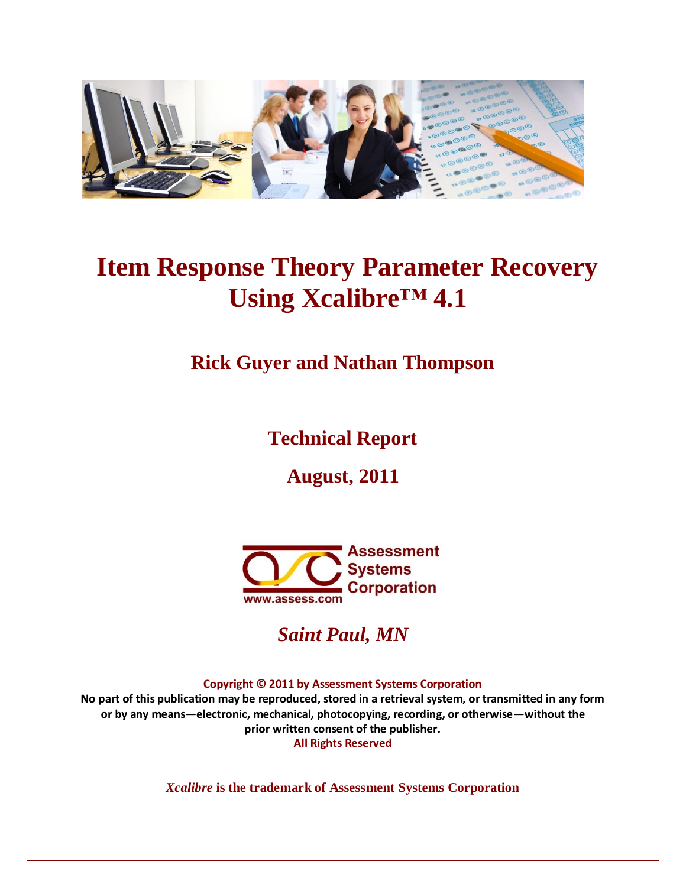# Item Response Theory Parameter Recovery Using Xcalibre™ 4.1

## Rick Guyer and Nathan Thompson

### Technical Report

### August, 2011

Assessment Systems Corporation

www.assess.com

*Saint Paul, MN*

**Copyright © 2011 by Assessment Systems Corporation**
**No part of this publication may be reproduced, stored in a retrieval system, or transmitted in any form or by any means—electronic, mechanical, photocopying, recording, or otherwise—without the prior written consent of the publisher.**
**All Rights Reserved**

***Xcalibre*** **is the trademark of Assessment Systems Corporation**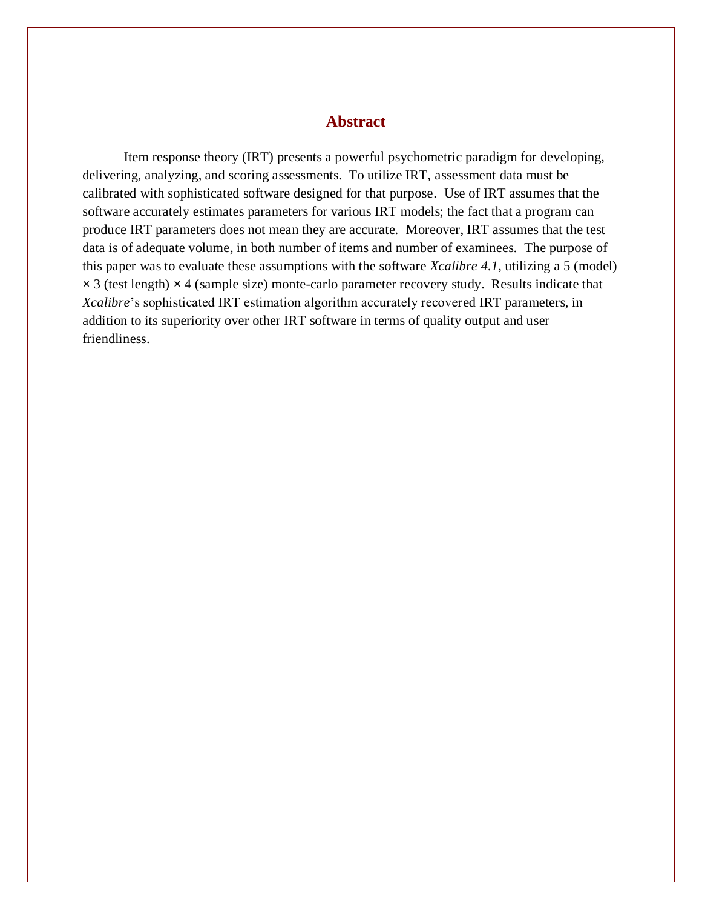## Abstract

Item response theory (IRT) presents a powerful psychometric paradigm for developing, delivering, analyzing, and scoring assessments. To utilize IRT, assessment data must be calibrated with sophisticated software designed for that purpose. Use of IRT assumes that the software accurately estimates parameters for various IRT models; the fact that a program can produce IRT parameters does not mean they are accurate. Moreover, IRT assumes that the test data is of adequate volume, in both number of items and number of examinees. The purpose of this paper was to evaluate these assumptions with the software *Xcalibre 4.1*, utilizing a 5 (model) × 3 (test length) × 4 (sample size) monte-carlo parameter recovery study. Results indicate that *Xcalibre*'s sophisticated IRT estimation algorithm accurately recovered IRT parameters, in addition to its superiority over other IRT software in terms of quality output and user friendliness.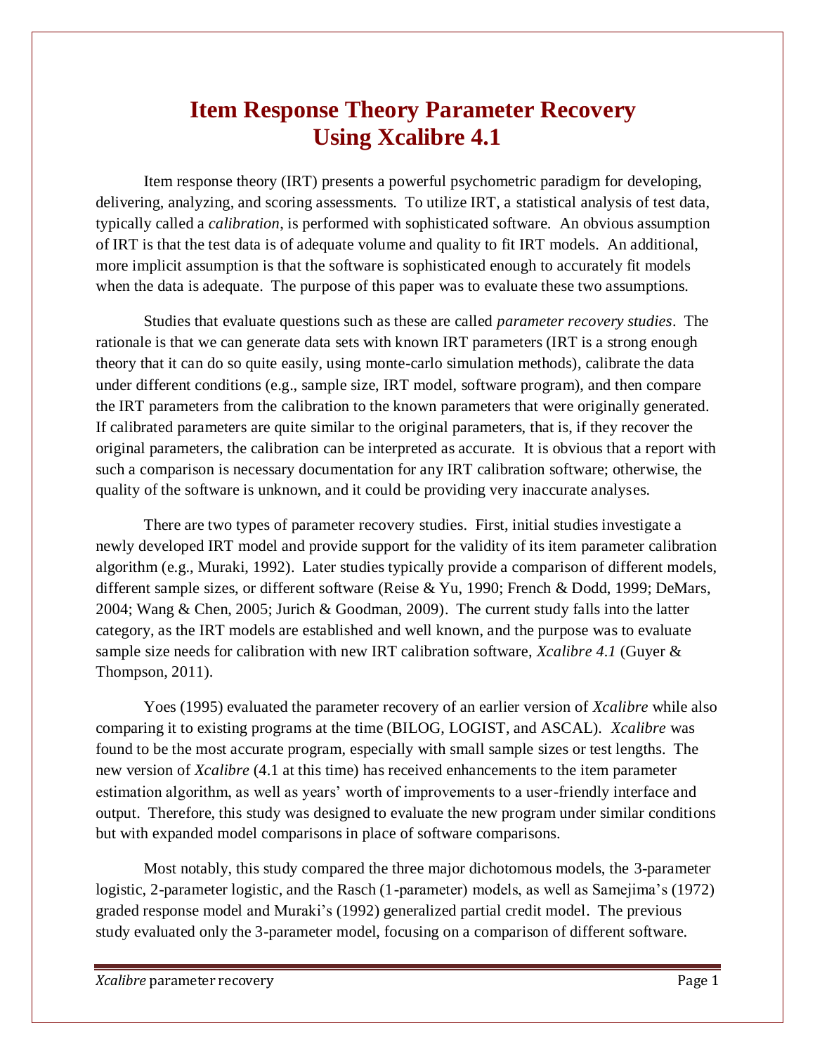# Item Response Theory Parameter Recovery Using Xcalibre 4.1

Item response theory (IRT) presents a powerful psychometric paradigm for developing, delivering, analyzing, and scoring assessments. To utilize IRT, a statistical analysis of test data, typically called a *calibration*, is performed with sophisticated software. An obvious assumption of IRT is that the test data is of adequate volume and quality to fit IRT models. An additional, more implicit assumption is that the software is sophisticated enough to accurately fit models when the data is adequate. The purpose of this paper was to evaluate these two assumptions.

Studies that evaluate questions such as these are called *parameter recovery studies*. The rationale is that we can generate data sets with known IRT parameters (IRT is a strong enough theory that it can do so quite easily, using monte-carlo simulation methods), calibrate the data under different conditions (e.g., sample size, IRT model, software program), and then compare the IRT parameters from the calibration to the known parameters that were originally generated. If calibrated parameters are quite similar to the original parameters, that is, if they recover the original parameters, the calibration can be interpreted as accurate. It is obvious that a report with such a comparison is necessary documentation for any IRT calibration software; otherwise, the quality of the software is unknown, and it could be providing very inaccurate analyses.

There are two types of parameter recovery studies. First, initial studies investigate a newly developed IRT model and provide support for the validity of its item parameter calibration algorithm (e.g., Muraki, 1992). Later studies typically provide a comparison of different models, different sample sizes, or different software (Reise & Yu, 1990; French & Dodd, 1999; DeMars, 2004; Wang & Chen, 2005; Jurich & Goodman, 2009). The current study falls into the latter category, as the IRT models are established and well known, and the purpose was to evaluate sample size needs for calibration with new IRT calibration software, *Xcalibre 4.1* (Guyer & Thompson, 2011).

Yoes (1995) evaluated the parameter recovery of an earlier version of *Xcalibre* while also comparing it to existing programs at the time (BILOG, LOGIST, and ASCAL). *Xcalibre* was found to be the most accurate program, especially with small sample sizes or test lengths. The new version of *Xcalibre* (4.1 at this time) has received enhancements to the item parameter estimation algorithm, as well as years' worth of improvements to a user-friendly interface and output. Therefore, this study was designed to evaluate the new program under similar conditions but with expanded model comparisons in place of software comparisons.

Most notably, this study compared the three major dichotomous models, the 3-parameter logistic, 2-parameter logistic, and the Rasch (1-parameter) models, as well as Samejima's (1972) graded response model and Muraki's (1992) generalized partial credit model. The previous study evaluated only the 3-parameter model, focusing on a comparison of different software.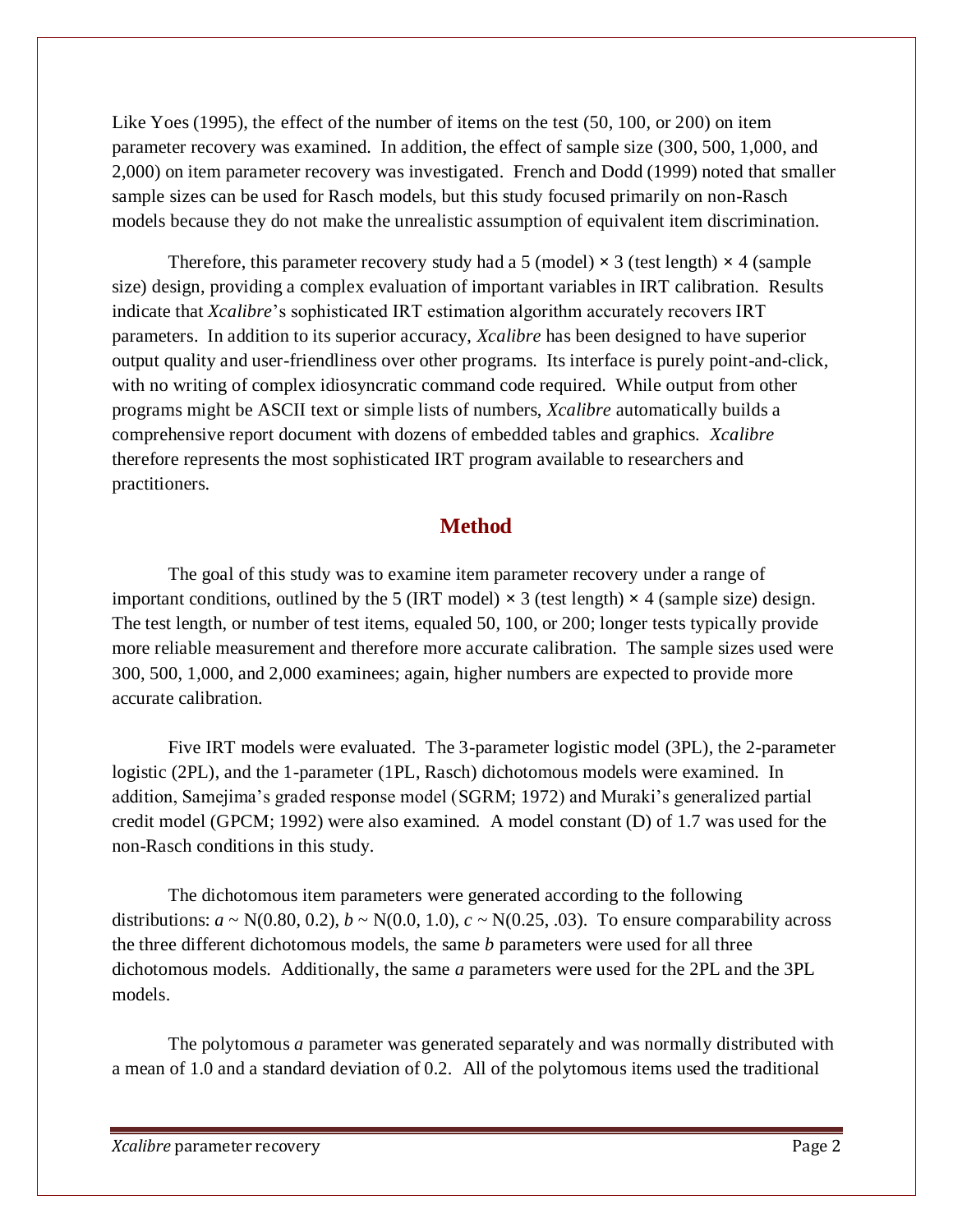Like Yoes (1995), the effect of the number of items on the test (50, 100, or 200) on item parameter recovery was examined. In addition, the effect of sample size (300, 500, 1,000, and 2,000) on item parameter recovery was investigated. French and Dodd (1999) noted that smaller sample sizes can be used for Rasch models, but this study focused primarily on non-Rasch models because they do not make the unrealistic assumption of equivalent item discrimination.

Therefore, this parameter recovery study had a 5 (model) × 3 (test length) × 4 (sample size) design, providing a complex evaluation of important variables in IRT calibration. Results indicate that *Xcalibre*'s sophisticated IRT estimation algorithm accurately recovers IRT parameters. In addition to its superior accuracy, *Xcalibre* has been designed to have superior output quality and user-friendliness over other programs. Its interface is purely point-and-click, with no writing of complex idiosyncratic command code required. While output from other programs might be ASCII text or simple lists of numbers, *Xcalibre* automatically builds a comprehensive report document with dozens of embedded tables and graphics. *Xcalibre* therefore represents the most sophisticated IRT program available to researchers and practitioners.

## Method

The goal of this study was to examine item parameter recovery under a range of important conditions, outlined by the 5 (IRT model) × 3 (test length) × 4 (sample size) design. The test length, or number of test items, equaled 50, 100, or 200; longer tests typically provide more reliable measurement and therefore more accurate calibration. The sample sizes used were 300, 500, 1,000, and 2,000 examinees; again, higher numbers are expected to provide more accurate calibration.

Five IRT models were evaluated. The 3-parameter logistic model (3PL), the 2-parameter logistic (2PL), and the 1-parameter (1PL, Rasch) dichotomous models were examined. In addition, Samejima's graded response model (SGRM; 1972) and Muraki's generalized partial credit model (GPCM; 1992) were also examined. A model constant (D) of 1.7 was used for the non-Rasch conditions in this study.

The dichotomous item parameters were generated according to the following distributions: $a \sim N(0.80, 0.2)$, $b \sim N(0.0, 1.0)$, $c \sim N(0.25, .03)$. To ensure comparability across the three different dichotomous models, the same $b$ parameters were used for all three dichotomous models. Additionally, the same $a$ parameters were used for the 2PL and the 3PL models.

The polytomous $a$ parameter was generated separately and was normally distributed with a mean of 1.0 and a standard deviation of 0.2. All of the polytomous items used the traditional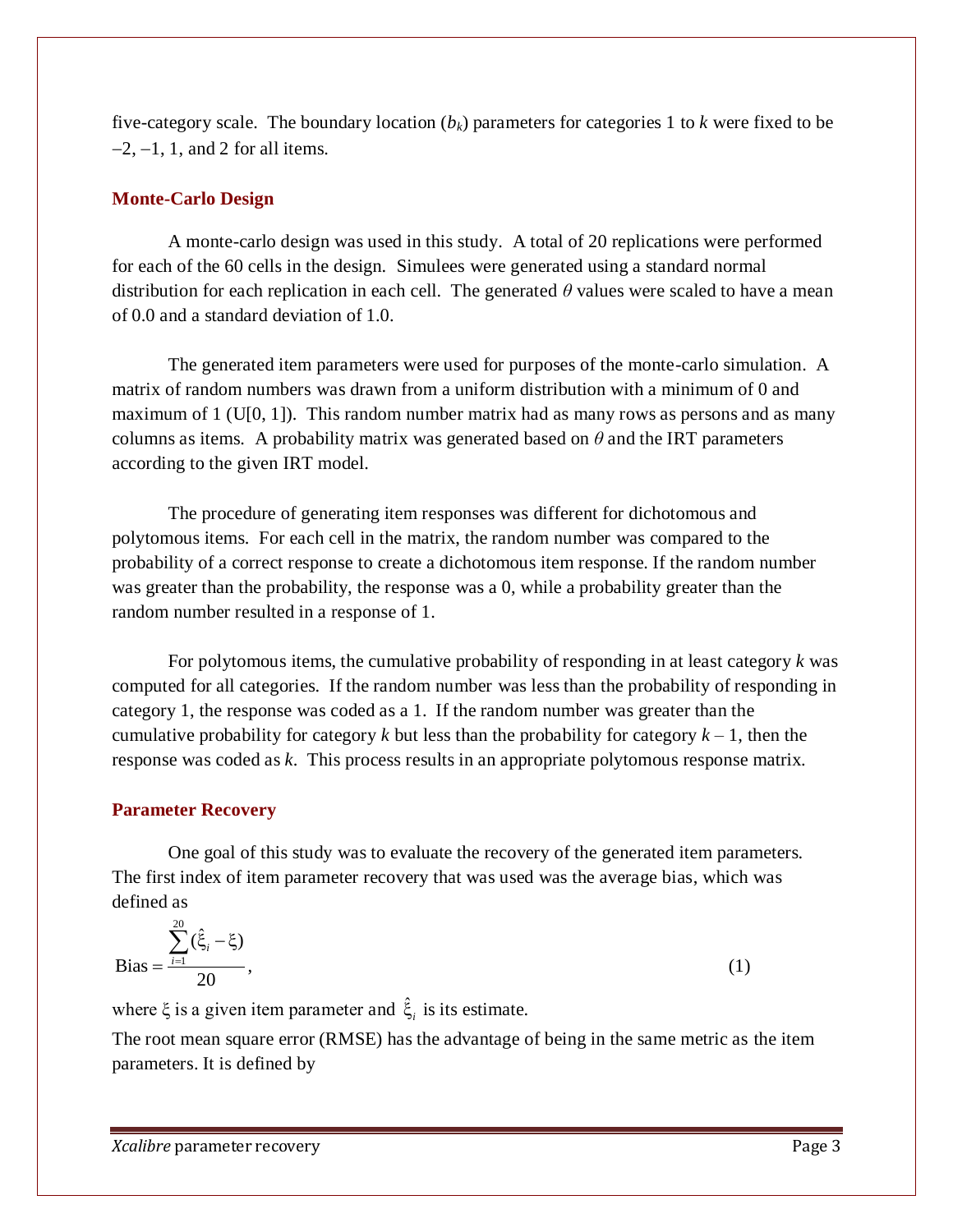five-category scale. The boundary location ($b_k$) parameters for categories 1 to $k$ were fixed to be −2, −1, 1, and 2 for all items.

## Monte-Carlo Design

A monte-carlo design was used in this study. A total of 20 replications were performed for each of the 60 cells in the design. Simulees were generated using a standard normal distribution for each replication in each cell. The generated $\theta$ values were scaled to have a mean of 0.0 and a standard deviation of 1.0.

The generated item parameters were used for purposes of the monte-carlo simulation. A matrix of random numbers was drawn from a uniform distribution with a minimum of 0 and maximum of 1 (U[0, 1]). This random number matrix had as many rows as persons and as many columns as items. A probability matrix was generated based on $\theta$ and the IRT parameters according to the given IRT model.

The procedure of generating item responses was different for dichotomous and polytomous items. For each cell in the matrix, the random number was compared to the probability of a correct response to create a dichotomous item response. If the random number was greater than the probability, the response was a 0, while a probability greater than the random number resulted in a response of 1.

For polytomous items, the cumulative probability of responding in at least category $k$ was computed for all categories. If the random number was less than the probability of responding in category 1, the response was coded as a 1. If the random number was greater than the cumulative probability for category $k$ but less than the probability for category $k$ – 1, then the response was coded as $k$. This process results in an appropriate polytomous response matrix.

## Parameter Recovery

One goal of this study was to evaluate the recovery of the generated item parameters. The first index of item parameter recovery that was used was the average bias, which was defined as

$$\text{Bias} = \frac{\sum_{i=1}^{20}(\hat{\xi}_i - \xi)}{20}, \quad (1)$$

where $\xi$ is a given item parameter and $\hat{\xi}_i$ is its estimate.

The root mean square error (RMSE) has the advantage of being in the same metric as the item parameters. It is defined by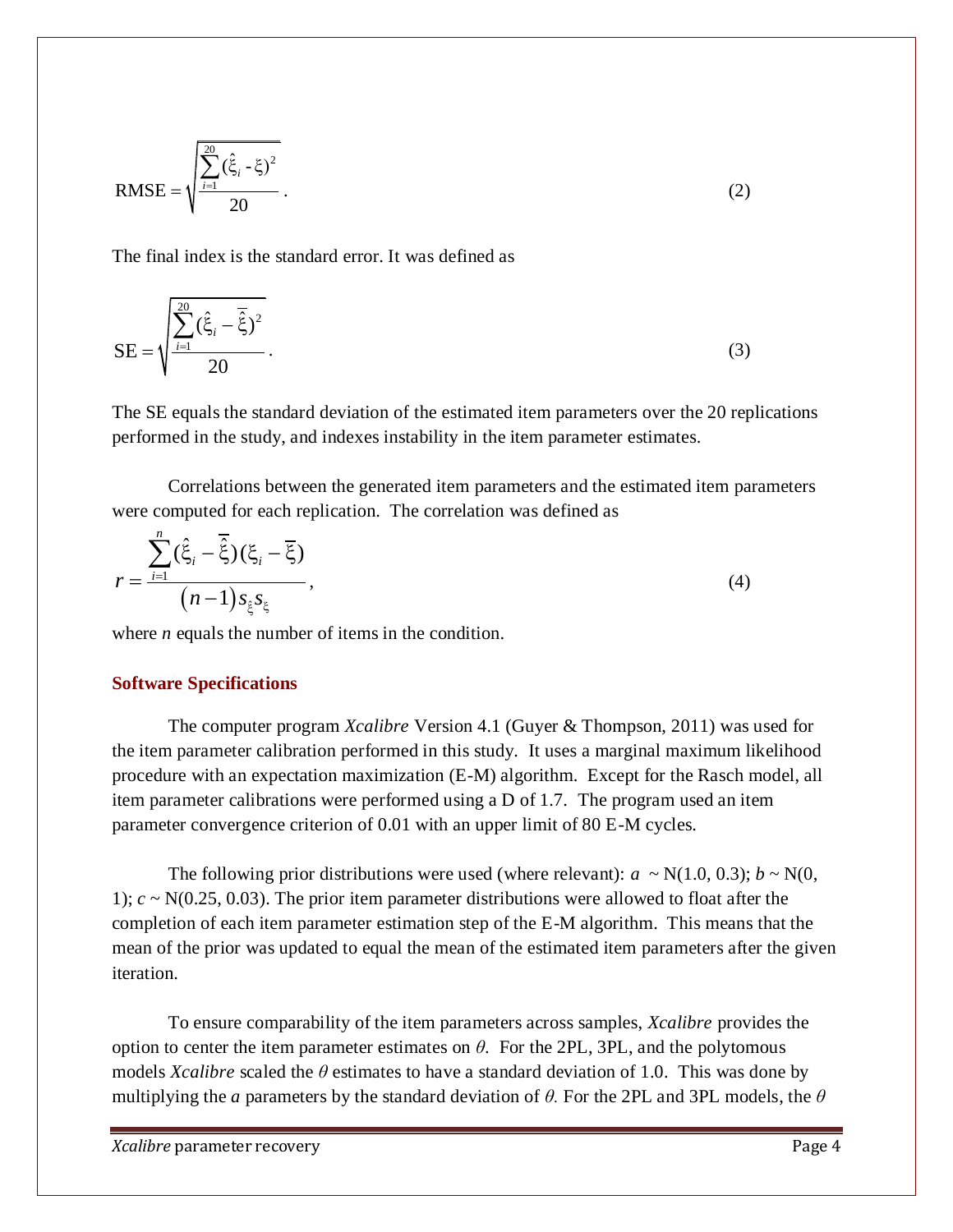$$\text{RMSE} = \sqrt{\frac{\sum_{i=1}^{20}(\hat{\xi}_i - \xi)^2}{20}}. \tag{2}$$

The final index is the standard error. It was defined as

$$\text{SE} = \sqrt{\frac{\sum_{i=1}^{20}(\hat{\xi}_i - \bar{\hat{\xi}})^2}{20}}. \tag{3}$$

The SE equals the standard deviation of the estimated item parameters over the 20 replications performed in the study, and indexes instability in the item parameter estimates.

Correlations between the generated item parameters and the estimated item parameters were computed for each replication. The correlation was defined as

$$r = \frac{\sum_{i=1}^{n}(\hat{\xi}_i - \bar{\hat{\xi}})(\xi_i - \bar{\xi})}{(n-1)s_{\hat{\xi}}s_{\xi}}, \tag{4}$$

where $n$ equals the number of items in the condition.

### Software Specifications

The computer program *Xcalibre* Version 4.1 (Guyer & Thompson, 2011) was used for the item parameter calibration performed in this study. It uses a marginal maximum likelihood procedure with an expectation maximization (E-M) algorithm. Except for the Rasch model, all item parameter calibrations were performed using a D of 1.7. The program used an item parameter convergence criterion of 0.01 with an upper limit of 80 E-M cycles.

The following prior distributions were used (where relevant): $a \sim N(1.0, 0.3)$; $b \sim N(0, 1)$; $c \sim N(0.25, 0.03)$. The prior item parameter distributions were allowed to float after the completion of each item parameter estimation step of the E-M algorithm. This means that the mean of the prior was updated to equal the mean of the estimated item parameters after the given iteration.

To ensure comparability of the item parameters across samples, *Xcalibre* provides the option to center the item parameter estimates on $\theta$. For the 2PL, 3PL, and the polytomous models *Xcalibre* scaled the $\theta$ estimates to have a standard deviation of 1.0. This was done by multiplying the $a$ parameters by the standard deviation of $\theta$. For the 2PL and 3PL models, the $\theta$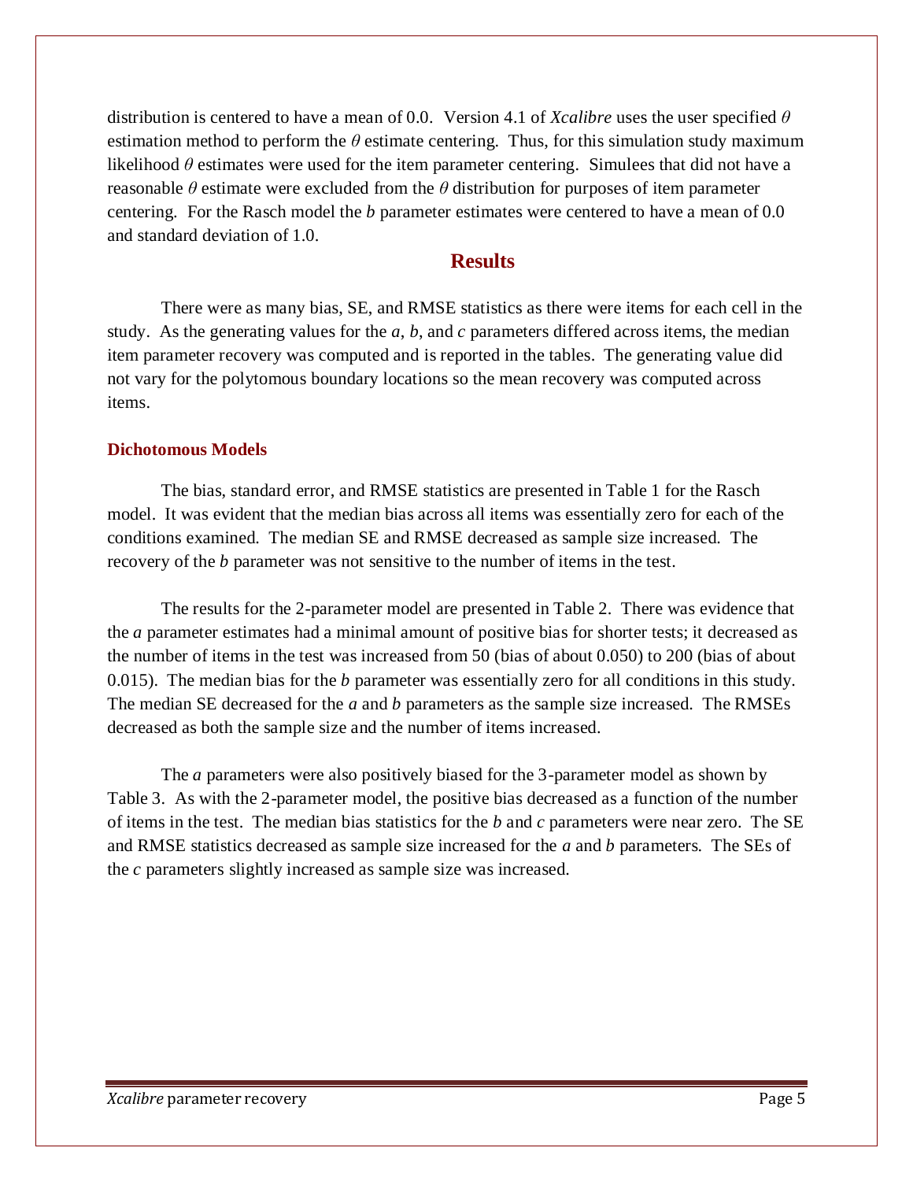distribution is centered to have a mean of 0.0. Version 4.1 of *Xcalibre* uses the user specified $\theta$ estimation method to perform the $\theta$ estimate centering. Thus, for this simulation study maximum likelihood $\theta$ estimates were used for the item parameter centering. Simulees that did not have a reasonable $\theta$ estimate were excluded from the $\theta$ distribution for purposes of item parameter centering. For the Rasch model the $b$ parameter estimates were centered to have a mean of 0.0 and standard deviation of 1.0.

## Results

There were as many bias, SE, and RMSE statistics as there were items for each cell in the study. As the generating values for the $a$, $b$, and $c$ parameters differed across items, the median item parameter recovery was computed and is reported in the tables. The generating value did not vary for the polytomous boundary locations so the mean recovery was computed across items.

### Dichotomous Models

The bias, standard error, and RMSE statistics are presented in Table 1 for the Rasch model. It was evident that the median bias across all items was essentially zero for each of the conditions examined. The median SE and RMSE decreased as sample size increased. The recovery of the $b$ parameter was not sensitive to the number of items in the test.

The results for the 2-parameter model are presented in Table 2. There was evidence that the $a$ parameter estimates had a minimal amount of positive bias for shorter tests; it decreased as the number of items in the test was increased from 50 (bias of about 0.050) to 200 (bias of about 0.015). The median bias for the $b$ parameter was essentially zero for all conditions in this study. The median SE decreased for the $a$ and $b$ parameters as the sample size increased. The RMSEs decreased as both the sample size and the number of items increased.

The $a$ parameters were also positively biased for the 3-parameter model as shown by Table 3. As with the 2-parameter model, the positive bias decreased as a function of the number of items in the test. The median bias statistics for the $b$ and $c$ parameters were near zero. The SE and RMSE statistics decreased as sample size increased for the $a$ and $b$ parameters. The SEs of the $c$ parameters slightly increased as sample size was increased.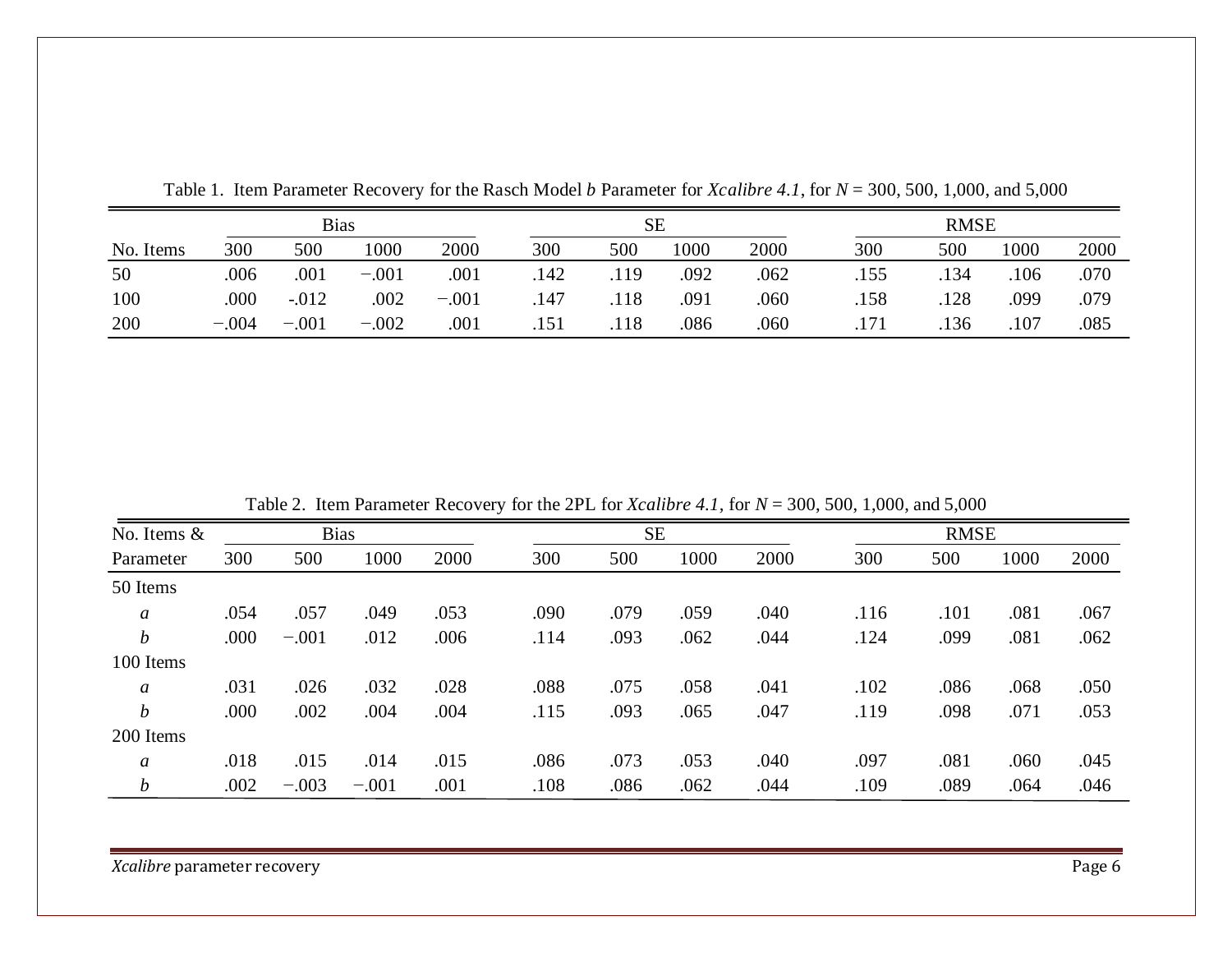Table 1. Item Parameter Recovery for the Rasch Model *b* Parameter for *Xcalibre 4.1*, for *N* = 300, 500, 1,000, and 5,000

| | Bias | | | | SE | | | | RMSE | | | |
|---|---|---|---|---|---|---|---|---|---|---|---|---|
| No. Items | 300 | 500 | 1000 | 2000 | 300 | 500 | 1000 | 2000 | 300 | 500 | 1000 | 2000 |
| 50 | .006 | .001 | −.001 | .001 | .142 | .119 | .092 | .062 | .155 | .134 | .106 | .070 |
| 100 | .000 | -.012 | .002 | −.001 | .147 | .118 | .091 | .060 | .158 | .128 | .099 | .079 |
| 200 | −.004 | −.001 | −.002 | .001 | .151 | .118 | .086 | .060 | .171 | .136 | .107 | .085 |

Table 2. Item Parameter Recovery for the 2PL for *Xcalibre 4.1*, for *N* = 300, 500, 1,000, and 5,000

| No. Items & | Bias | | | | SE | | | | RMSE | | | |
|---|---|---|---|---|---|---|---|---|---|---|---|---|
| Parameter | 300 | 500 | 1000 | 2000 | 300 | 500 | 1000 | 2000 | 300 | 500 | 1000 | 2000 |
| 50 Items | | | | | | | | | | | | |
| *a* | .054 | .057 | .049 | .053 | .090 | .079 | .059 | .040 | .116 | .101 | .081 | .067 |
| *b* | .000 | −.001 | .012 | .006 | .114 | .093 | .062 | .044 | .124 | .099 | .081 | .062 |
| 100 Items | | | | | | | | | | | | |
| *a* | .031 | .026 | .032 | .028 | .088 | .075 | .058 | .041 | .102 | .086 | .068 | .050 |
| *b* | .000 | .002 | .004 | .004 | .115 | .093 | .065 | .047 | .119 | .098 | .071 | .053 |
| 200 Items | | | | | | | | | | | | |
| *a* | .018 | .015 | .014 | .015 | .086 | .073 | .053 | .040 | .097 | .081 | .060 | .045 |
| *b* | .002 | −.003 | −.001 | .001 | .108 | .086 | .062 | .044 | .109 | .089 | .064 | .046 |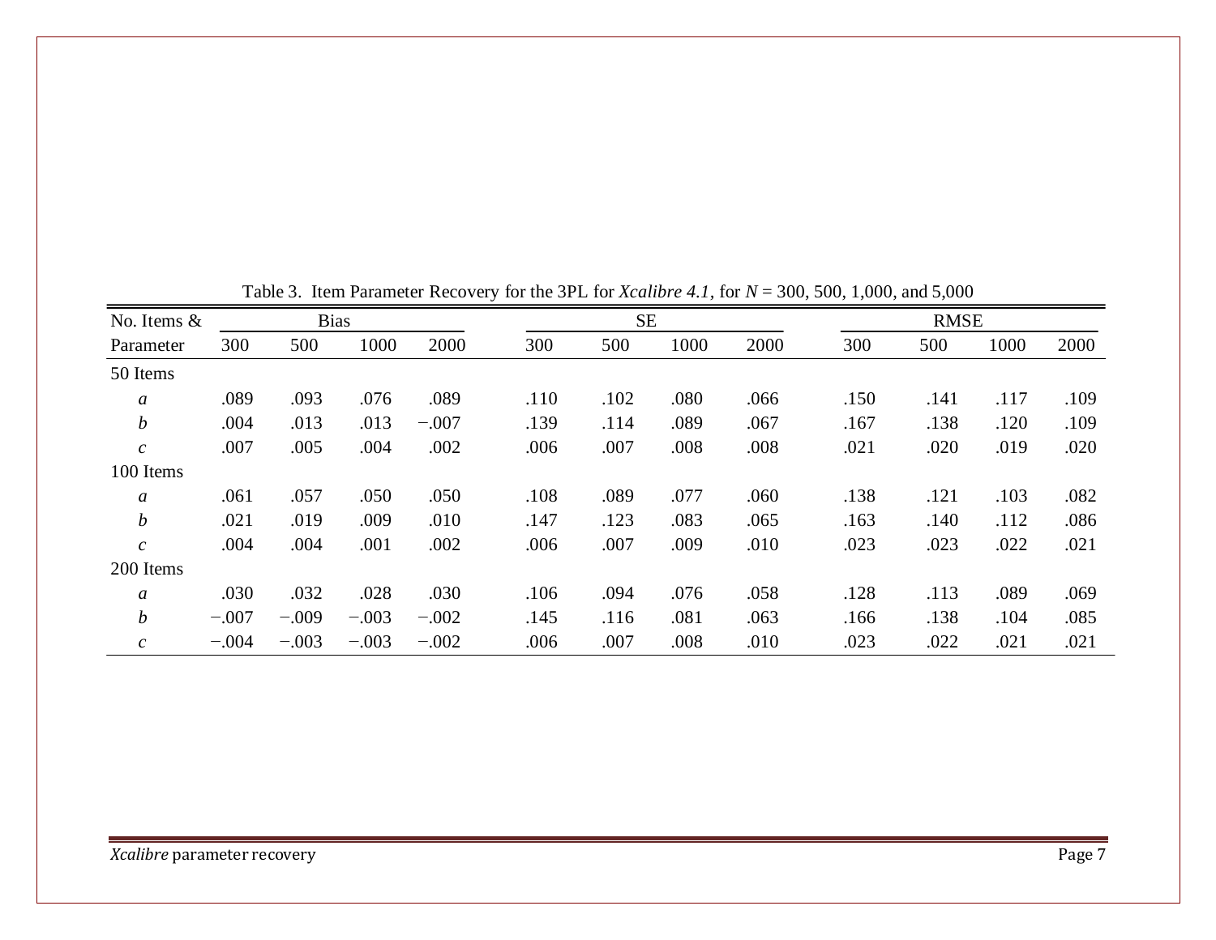Table 3. Item Parameter Recovery for the 3PL for *Xcalibre 4.1*, for $N$ = 300, 500, 1,000, and 5,000

| No. Items & | Bias | | | | SE | | | | RMSE | | | |
|---|---|---|---|---|---|---|---|---|---|---|---|---|
| Parameter | 300 | 500 | 1000 | 2000 | 300 | 500 | 1000 | 2000 | 300 | 500 | 1000 | 2000 |
| 50 Items | | | | | | | | | | | | |
| *a* | .089 | .093 | .076 | .089 | .110 | .102 | .080 | .066 | .150 | .141 | .117 | .109 |
| *b* | .004 | .013 | .013 | −.007 | .139 | .114 | .089 | .067 | .167 | .138 | .120 | .109 |
| *c* | .007 | .005 | .004 | .002 | .006 | .007 | .008 | .008 | .021 | .020 | .019 | .020 |
| 100 Items | | | | | | | | | | | | |
| *a* | .061 | .057 | .050 | .050 | .108 | .089 | .077 | .060 | .138 | .121 | .103 | .082 |
| *b* | .021 | .019 | .009 | .010 | .147 | .123 | .083 | .065 | .163 | .140 | .112 | .086 |
| *c* | .004 | .004 | .001 | .002 | .006 | .007 | .009 | .010 | .023 | .023 | .022 | .021 |
| 200 Items | | | | | | | | | | | | |
| *a* | .030 | .032 | .028 | .030 | .106 | .094 | .076 | .058 | .128 | .113 | .089 | .069 |
| *b* | −.007 | −.009 | −.003 | −.002 | .145 | .116 | .081 | .063 | .166 | .138 | .104 | .085 |
| *c* | −.004 | −.003 | −.003 | −.002 | .006 | .007 | .008 | .010 | .023 | .022 | .021 | .021 |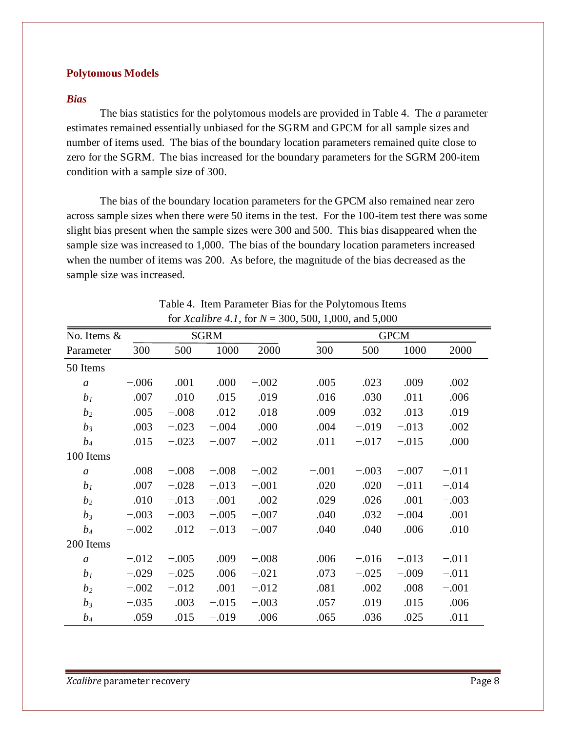## Polytomous Models

### *Bias*

The bias statistics for the polytomous models are provided in Table 4. The *a* parameter estimates remained essentially unbiased for the SGRM and GPCM for all sample sizes and number of items used. The bias of the boundary location parameters remained quite close to zero for the SGRM. The bias increased for the boundary parameters for the SGRM 200-item condition with a sample size of 300.

The bias of the boundary location parameters for the GPCM also remained near zero across sample sizes when there were 50 items in the test. For the 100-item test there was some slight bias present when the sample sizes were 300 and 500. This bias disappeared when the sample size was increased to 1,000. The bias of the boundary location parameters increased when the number of items was 200. As before, the magnitude of the bias decreased as the sample size was increased.

Table 4. Item Parameter Bias for the Polytomous Items for *Xcalibre 4.1*, for $N$ = 300, 500, 1,000, and 5,000

| No. Items & | SGRM | | | | GPCM | | | |
|---|---|---|---|---|---|---|---|---|
| Parameter | 300 | 500 | 1000 | 2000 | 300 | 500 | 1000 | 2000 |
| 50 Items | | | | | | | | |
| $a$ | −.006 | .001 | .000 | −.002 | .005 | .023 | .009 | .002 |
| $b_1$ | −.007 | −.010 | .015 | .019 | −.016 | .030 | .011 | .006 |
| $b_2$ | .005 | −.008 | .012 | .018 | .009 | .032 | .013 | .019 |
| $b_3$ | .003 | −.023 | −.004 | .000 | .004 | −.019 | −.013 | .002 |
| $b_4$ | .015 | −.023 | −.007 | −.002 | .011 | −.017 | −.015 | .000 |
| 100 Items | | | | | | | | |
| $a$ | .008 | −.008 | −.008 | −.002 | −.001 | −.003 | −.007 | −.011 |
| $b_1$ | .007 | −.028 | −.013 | −.001 | .020 | .020 | −.011 | −.014 |
| $b_2$ | .010 | −.013 | −.001 | .002 | .029 | .026 | .001 | −.003 |
| $b_3$ | −.003 | −.003 | −.005 | −.007 | .040 | .032 | −.004 | .001 |
| $b_4$ | −.002 | .012 | −.013 | −.007 | .040 | .040 | .006 | .010 |
| 200 Items | | | | | | | | |
| $a$ | −.012 | −.005 | .009 | −.008 | .006 | −.016 | −.013 | −.011 |
| $b_1$ | −.029 | −.025 | .006 | −.021 | .073 | −.025 | −.009 | −.011 |
| $b_2$ | −.002 | −.012 | .001 | −.012 | .081 | .002 | .008 | −.001 |
| $b_3$ | −.035 | .003 | −.015 | −.003 | .057 | .019 | .015 | .006 |
| $b_4$ | .059 | .015 | −.019 | .006 | .065 | .036 | .025 | .011 |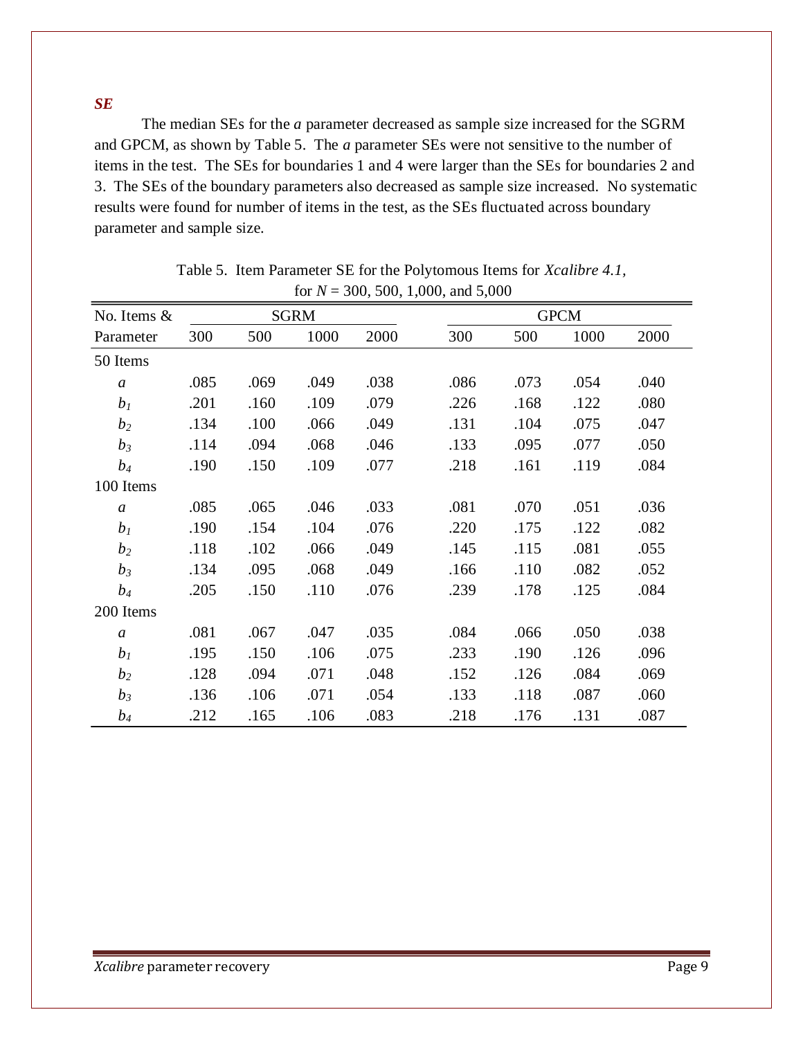### *SE*

The median SEs for the *a* parameter decreased as sample size increased for the SGRM and GPCM, as shown by Table 5. The *a* parameter SEs were not sensitive to the number of items in the test. The SEs for boundaries 1 and 4 were larger than the SEs for boundaries 2 and 3. The SEs of the boundary parameters also decreased as sample size increased. No systematic results were found for number of items in the test, as the SEs fluctuated across boundary parameter and sample size.

Table 5. Item Parameter SE for the Polytomous Items for *Xcalibre 4.1*, for $N$ = 300, 500, 1,000, and 5,000

| No. Items & | SGRM | | | | GPCM | | | |
|---|---|---|---|---|---|---|---|---|
| Parameter | 300 | 500 | 1000 | 2000 | 300 | 500 | 1000 | 2000 |
| 50 Items | | | | | | | | |
| $a$ | .085 | .069 | .049 | .038 | .086 | .073 | .054 | .040 |
| $b_1$ | .201 | .160 | .109 | .079 | .226 | .168 | .122 | .080 |
| $b_2$ | .134 | .100 | .066 | .049 | .131 | .104 | .075 | .047 |
| $b_3$ | .114 | .094 | .068 | .046 | .133 | .095 | .077 | .050 |
| $b_4$ | .190 | .150 | .109 | .077 | .218 | .161 | .119 | .084 |
| 100 Items | | | | | | | | |
| $a$ | .085 | .065 | .046 | .033 | .081 | .070 | .051 | .036 |
| $b_1$ | .190 | .154 | .104 | .076 | .220 | .175 | .122 | .082 |
| $b_2$ | .118 | .102 | .066 | .049 | .145 | .115 | .081 | .055 |
| $b_3$ | .134 | .095 | .068 | .049 | .166 | .110 | .082 | .052 |
| $b_4$ | .205 | .150 | .110 | .076 | .239 | .178 | .125 | .084 |
| 200 Items | | | | | | | | |
| $a$ | .081 | .067 | .047 | .035 | .084 | .066 | .050 | .038 |
| $b_1$ | .195 | .150 | .106 | .075 | .233 | .190 | .126 | .096 |
| $b_2$ | .128 | .094 | .071 | .048 | .152 | .126 | .084 | .069 |
| $b_3$ | .136 | .106 | .071 | .054 | .133 | .118 | .087 | .060 |
| $b_4$ | .212 | .165 | .106 | .083 | .218 | .176 | .131 | .087 |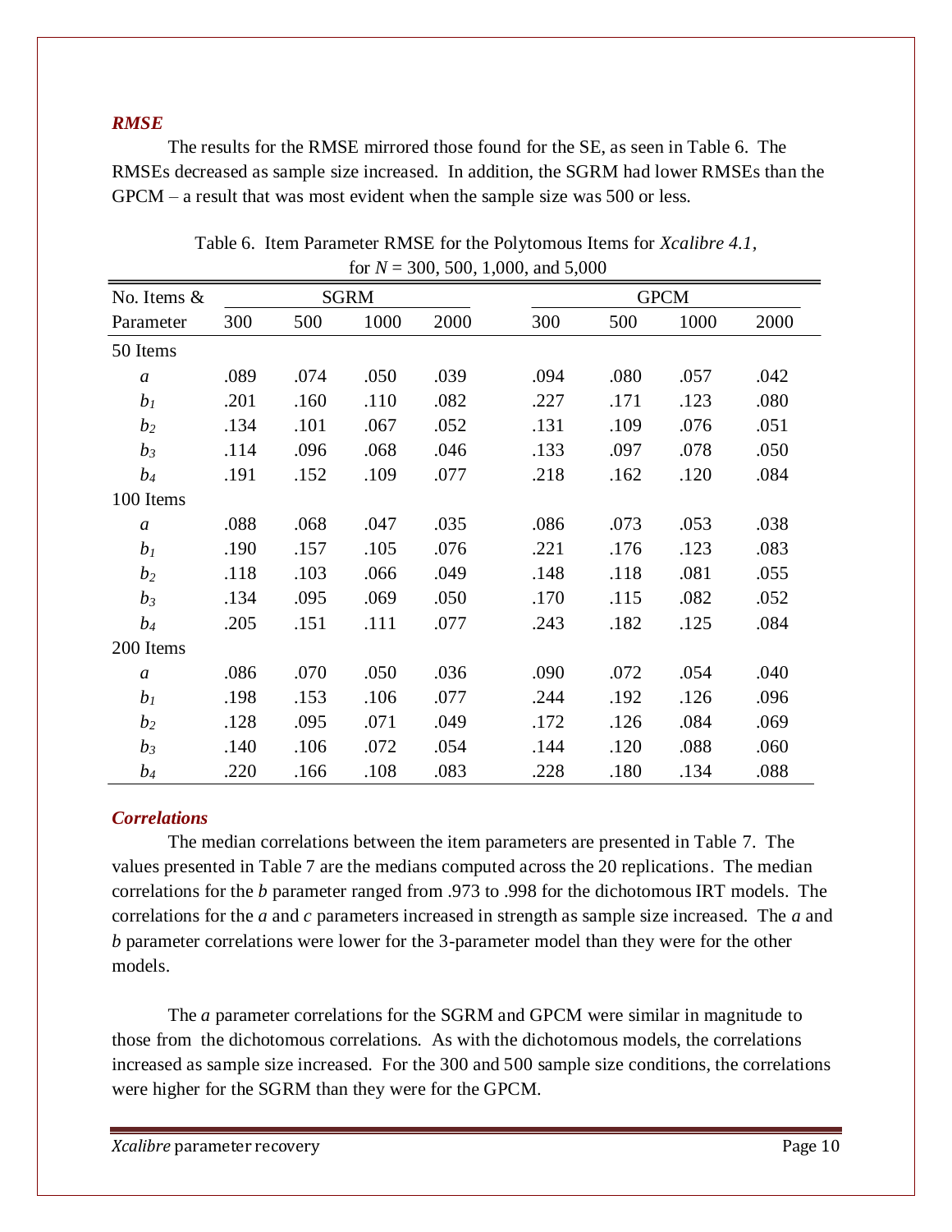### *RMSE*

The results for the RMSE mirrored those found for the SE, as seen in Table 6. The RMSEs decreased as sample size increased. In addition, the SGRM had lower RMSEs than the GPCM – a result that was most evident when the sample size was 500 or less.

Table 6. Item Parameter RMSE for the Polytomous Items for *Xcalibre 4.1*, for $N$ = 300, 500, 1,000, and 5,000

| No. Items & | SGRM | | | | GPCM | | | |
|---|---|---|---|---|---|---|---|---|
| Parameter | 300 | 500 | 1000 | 2000 | 300 | 500 | 1000 | 2000 |
| 50 Items | | | | | | | | |
| $a$ | .089 | .074 | .050 | .039 | .094 | .080 | .057 | .042 |
| $b_1$ | .201 | .160 | .110 | .082 | .227 | .171 | .123 | .080 |
| $b_2$ | .134 | .101 | .067 | .052 | .131 | .109 | .076 | .051 |
| $b_3$ | .114 | .096 | .068 | .046 | .133 | .097 | .078 | .050 |
| $b_4$ | .191 | .152 | .109 | .077 | .218 | .162 | .120 | .084 |
| 100 Items | | | | | | | | |
| $a$ | .088 | .068 | .047 | .035 | .086 | .073 | .053 | .038 |
| $b_1$ | .190 | .157 | .105 | .076 | .221 | .176 | .123 | .083 |
| $b_2$ | .118 | .103 | .066 | .049 | .148 | .118 | .081 | .055 |
| $b_3$ | .134 | .095 | .069 | .050 | .170 | .115 | .082 | .052 |
| $b_4$ | .205 | .151 | .111 | .077 | .243 | .182 | .125 | .084 |
| 200 Items | | | | | | | | |
| $a$ | .086 | .070 | .050 | .036 | .090 | .072 | .054 | .040 |
| $b_1$ | .198 | .153 | .106 | .077 | .244 | .192 | .126 | .096 |
| $b_2$ | .128 | .095 | .071 | .049 | .172 | .126 | .084 | .069 |
| $b_3$ | .140 | .106 | .072 | .054 | .144 | .120 | .088 | .060 |
| $b_4$ | .220 | .166 | .108 | .083 | .228 | .180 | .134 | .088 |

### *Correlations*

The median correlations between the item parameters are presented in Table 7. The values presented in Table 7 are the medians computed across the 20 replications. The median correlations for the $b$ parameter ranged from .973 to .998 for the dichotomous IRT models. The correlations for the $a$ and $c$ parameters increased in strength as sample size increased. The $a$ and $b$ parameter correlations were lower for the 3-parameter model than they were for the other models.

The $a$ parameter correlations for the SGRM and GPCM were similar in magnitude to those from the dichotomous correlations. As with the dichotomous models, the correlations increased as sample size increased. For the 300 and 500 sample size conditions, the correlations were higher for the SGRM than they were for the GPCM.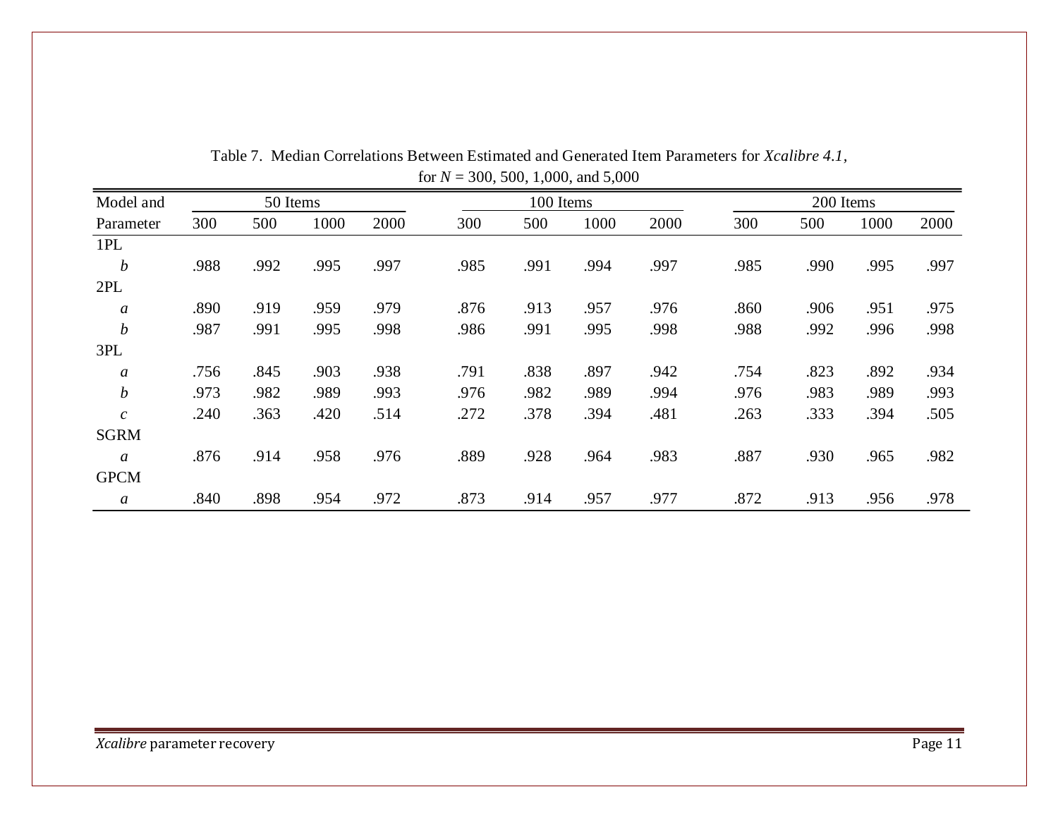Table 7. Median Correlations Between Estimated and Generated Item Parameters for *Xcalibre 4.1*, for $N$ = 300, 500, 1,000, and 5,000

| Model and | 50 Items | | | | 100 Items | | | | 200 Items | | | |
|---|---|---|---|---|---|---|---|---|---|---|---|---|
| Parameter | 300 | 500 | 1000 | 2000 | 300 | 500 | 1000 | 2000 | 300 | 500 | 1000 | 2000 |
| 1PL | | | | | | | | | | | | |
| *b* | .988 | .992 | .995 | .997 | .985 | .991 | .994 | .997 | .985 | .990 | .995 | .997 |
| 2PL | | | | | | | | | | | | |
| *a* | .890 | .919 | .959 | .979 | .876 | .913 | .957 | .976 | .860 | .906 | .951 | .975 |
| *b* | .987 | .991 | .995 | .998 | .986 | .991 | .995 | .998 | .988 | .992 | .996 | .998 |
| 3PL | | | | | | | | | | | | |
| *a* | .756 | .845 | .903 | .938 | .791 | .838 | .897 | .942 | .754 | .823 | .892 | .934 |
| *b* | .973 | .982 | .989 | .993 | .976 | .982 | .989 | .994 | .976 | .983 | .989 | .993 |
| *c* | .240 | .363 | .420 | .514 | .272 | .378 | .394 | .481 | .263 | .333 | .394 | .505 |
| SGRM | | | | | | | | | | | | |
| *a* | .876 | .914 | .958 | .976 | .889 | .928 | .964 | .983 | .887 | .930 | .965 | .982 |
| GPCM | | | | | | | | | | | | |
| *a* | .840 | .898 | .954 | .972 | .873 | .914 | .957 | .977 | .872 | .913 | .956 | .978 |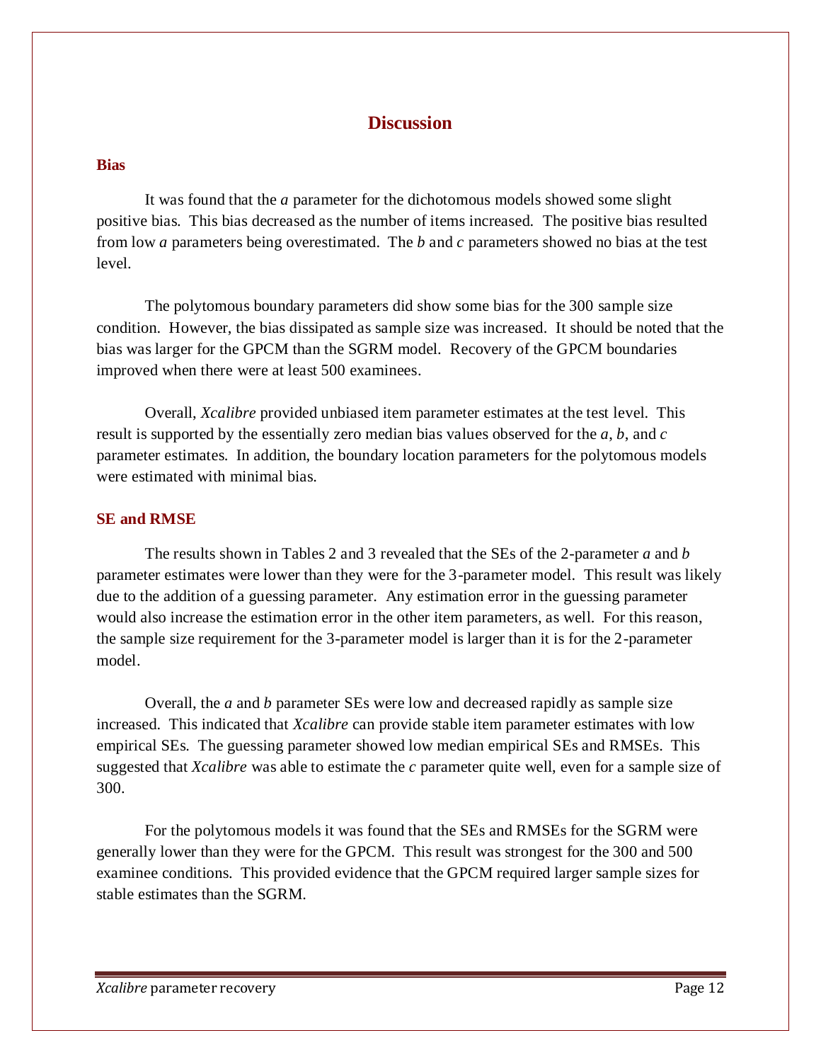# Discussion

## Bias

It was found that the *a* parameter for the dichotomous models showed some slight positive bias. This bias decreased as the number of items increased. The positive bias resulted from low *a* parameters being overestimated. The *b* and *c* parameters showed no bias at the test level.

The polytomous boundary parameters did show some bias for the 300 sample size condition. However, the bias dissipated as sample size was increased. It should be noted that the bias was larger for the GPCM than the SGRM model. Recovery of the GPCM boundaries improved when there were at least 500 examinees.

Overall, *Xcalibre* provided unbiased item parameter estimates at the test level. This result is supported by the essentially zero median bias values observed for the *a*, *b*, and *c* parameter estimates. In addition, the boundary location parameters for the polytomous models were estimated with minimal bias.

## SE and RMSE

The results shown in Tables 2 and 3 revealed that the SEs of the 2-parameter *a* and *b* parameter estimates were lower than they were for the 3-parameter model. This result was likely due to the addition of a guessing parameter. Any estimation error in the guessing parameter would also increase the estimation error in the other item parameters, as well. For this reason, the sample size requirement for the 3-parameter model is larger than it is for the 2-parameter model.

Overall, the *a* and *b* parameter SEs were low and decreased rapidly as sample size increased. This indicated that *Xcalibre* can provide stable item parameter estimates with low empirical SEs. The guessing parameter showed low median empirical SEs and RMSEs. This suggested that *Xcalibre* was able to estimate the *c* parameter quite well, even for a sample size of 300.

For the polytomous models it was found that the SEs and RMSEs for the SGRM were generally lower than they were for the GPCM. This result was strongest for the 300 and 500 examinee conditions. This provided evidence that the GPCM required larger sample sizes for stable estimates than the SGRM.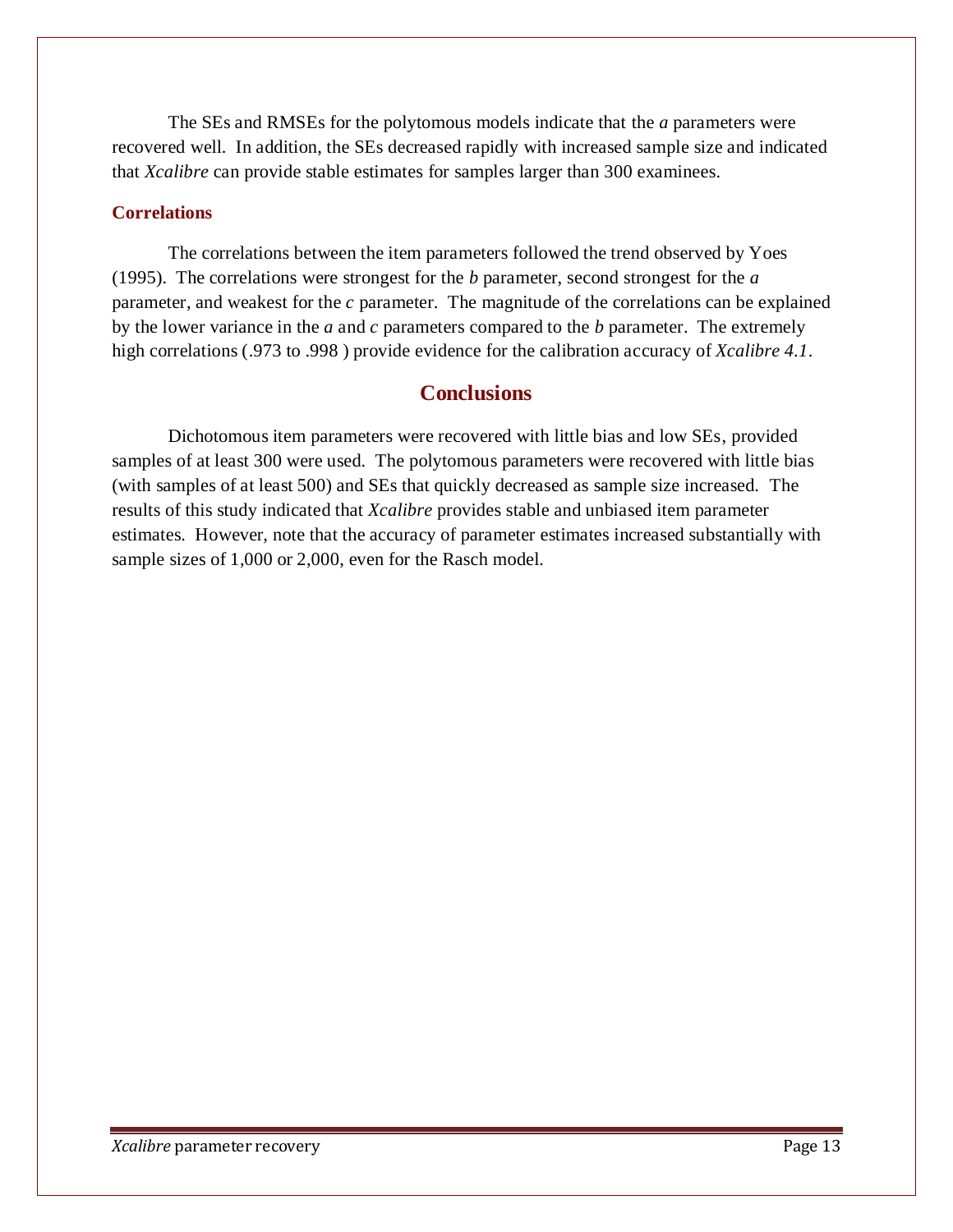The SEs and RMSEs for the polytomous models indicate that the *a* parameters were recovered well. In addition, the SEs decreased rapidly with increased sample size and indicated that *Xcalibre* can provide stable estimates for samples larger than 300 examinees.

### Correlations

The correlations between the item parameters followed the trend observed by Yoes (1995). The correlations were strongest for the *b* parameter, second strongest for the *a* parameter, and weakest for the *c* parameter. The magnitude of the correlations can be explained by the lower variance in the *a* and *c* parameters compared to the *b* parameter. The extremely high correlations (.973 to .998 ) provide evidence for the calibration accuracy of *Xcalibre 4.1*.

## Conclusions

Dichotomous item parameters were recovered with little bias and low SEs, provided samples of at least 300 were used. The polytomous parameters were recovered with little bias (with samples of at least 500) and SEs that quickly decreased as sample size increased. The results of this study indicated that *Xcalibre* provides stable and unbiased item parameter estimates. However, note that the accuracy of parameter estimates increased substantially with sample sizes of 1,000 or 2,000, even for the Rasch model.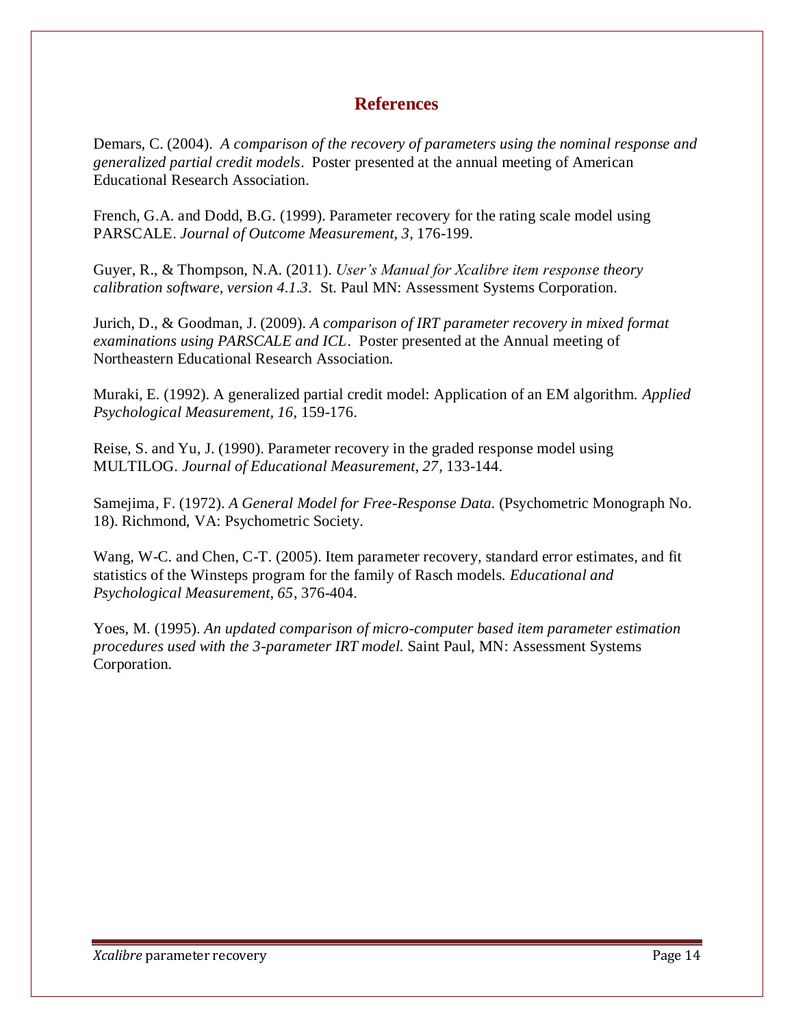# References

Demars, C. (2004). *A comparison of the recovery of parameters using the nominal response and generalized partial credit models*. Poster presented at the annual meeting of American Educational Research Association.

French, G.A. and Dodd, B.G. (1999). Parameter recovery for the rating scale model using PARSCALE. *Journal of Outcome Measurement, 3*, 176-199.

Guyer, R., & Thompson, N.A. (2011). *User's Manual for Xcalibre item response theory calibration software, version 4.1.3*. St. Paul MN: Assessment Systems Corporation.

Jurich, D., & Goodman, J. (2009). *A comparison of IRT parameter recovery in mixed format examinations using PARSCALE and ICL*. Poster presented at the Annual meeting of Northeastern Educational Research Association.

Muraki, E. (1992). A generalized partial credit model: Application of an EM algorithm. *Applied Psychological Measurement*, *16*, 159-176.

Reise, S. and Yu, J. (1990). Parameter recovery in the graded response model using MULTILOG. *Journal of Educational Measurement, 27*, 133-144.

Samejima, F. (1972). *A General Model for Free-Response Data.* (Psychometric Monograph No. 18). Richmond, VA: Psychometric Society.

Wang, W-C. and Chen, C-T. (2005). Item parameter recovery, standard error estimates, and fit statistics of the Winsteps program for the family of Rasch models. *Educational and Psychological Measurement*, *65*, 376-404.

Yoes, M. (1995). *An updated comparison of micro-computer based item parameter estimation procedures used with the 3-parameter IRT model.* Saint Paul, MN: Assessment Systems Corporation.